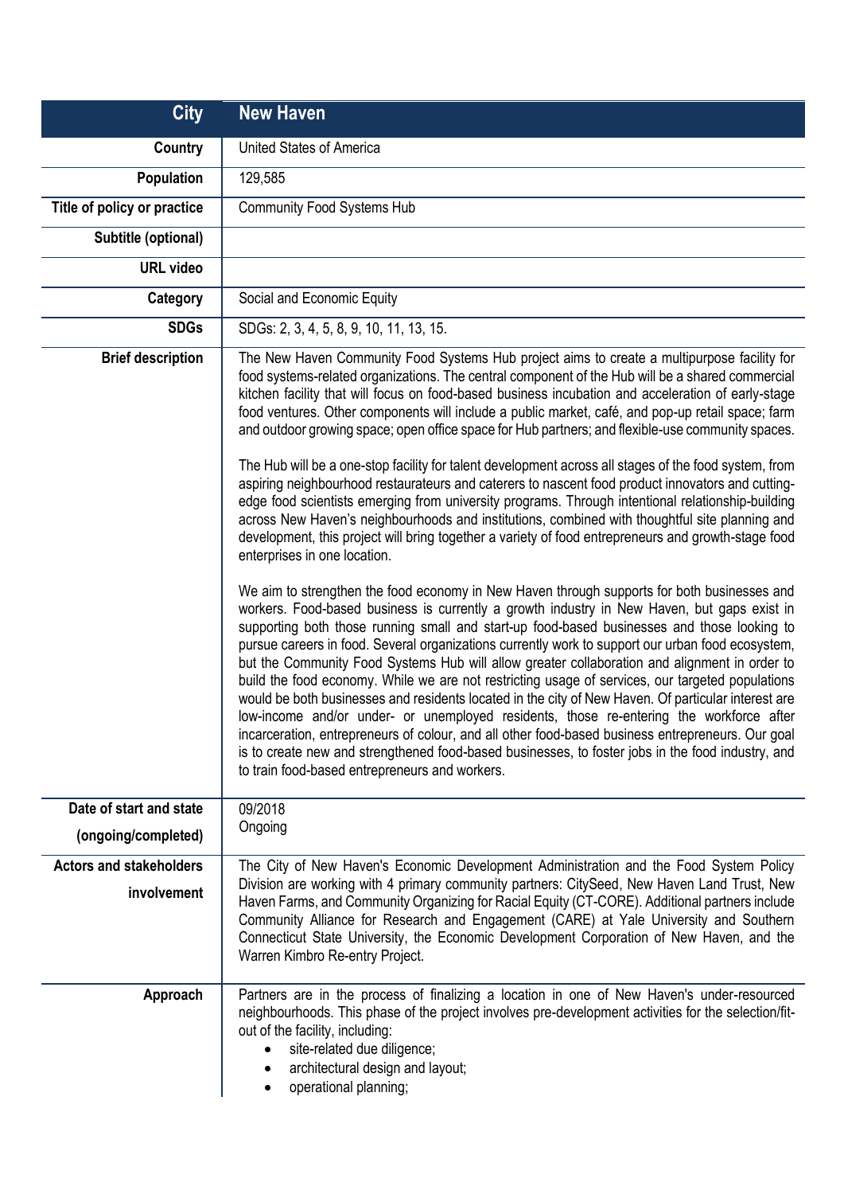| City | New Haven |
|---|---|
| Country | United States of America |
| Population | 129,585 |
| Title of policy or practice | Community Food Systems Hub |
| Subtitle (optional) | |
| URL video | |
| Category | Social and Economic Equity |
| SDGs | SDGs: 2, 3, 4, 5, 8, 9, 10, 11, 13, 15. |
| Brief description | The New Haven Community Food Systems Hub project aims to create a multipurpose facility for food systems-related organizations. The central component of the Hub will be a shared commercial kitchen facility that will focus on food-based business incubation and acceleration of early-stage food ventures. Other components will include a public market, café, and pop-up retail space; farm and outdoor growing space; open office space for Hub partners; and flexible-use community spaces.<br><br>The Hub will be a one-stop facility for talent development across all stages of the food system, from aspiring neighbourhood restaurateurs and caterers to nascent food product innovators and cutting-edge food scientists emerging from university programs. Through intentional relationship-building across New Haven's neighbourhoods and institutions, combined with thoughtful site planning and development, this project will bring together a variety of food entrepreneurs and growth-stage food enterprises in one location.<br><br>We aim to strengthen the food economy in New Haven through supports for both businesses and workers. Food-based business is currently a growth industry in New Haven, but gaps exist in supporting both those running small and start-up food-based businesses and those looking to pursue careers in food. Several organizations currently work to support our urban food ecosystem, but the Community Food Systems Hub will allow greater collaboration and alignment in order to build the food economy. While we are not restricting usage of services, our targeted populations would be both businesses and residents located in the city of New Haven. Of particular interest are low-income and/or under- or unemployed residents, those re-entering the workforce after incarceration, entrepreneurs of colour, and all other food-based business entrepreneurs. Our goal is to create new and strengthened food-based businesses, to foster jobs in the food industry, and to train food-based entrepreneurs and workers. |
| Date of start and state (ongoing/completed) | 09/2018<br>Ongoing |
| Actors and stakeholders involvement | The City of New Haven's Economic Development Administration and the Food System Policy Division are working with 4 primary community partners: CitySeed, New Haven Land Trust, New Haven Farms, and Community Organizing for Racial Equity (CT-CORE). Additional partners include Community Alliance for Research and Engagement (CARE) at Yale University and Southern Connecticut State University, the Economic Development Corporation of New Haven, and the Warren Kimbro Re-entry Project. |
| Approach | Partners are in the process of finalizing a location in one of New Haven's under-resourced neighbourhoods. This phase of the project involves pre-development activities for the selection/fit-out of the facility, including:<br>• site-related due diligence;<br>• architectural design and layout;<br>• operational planning; |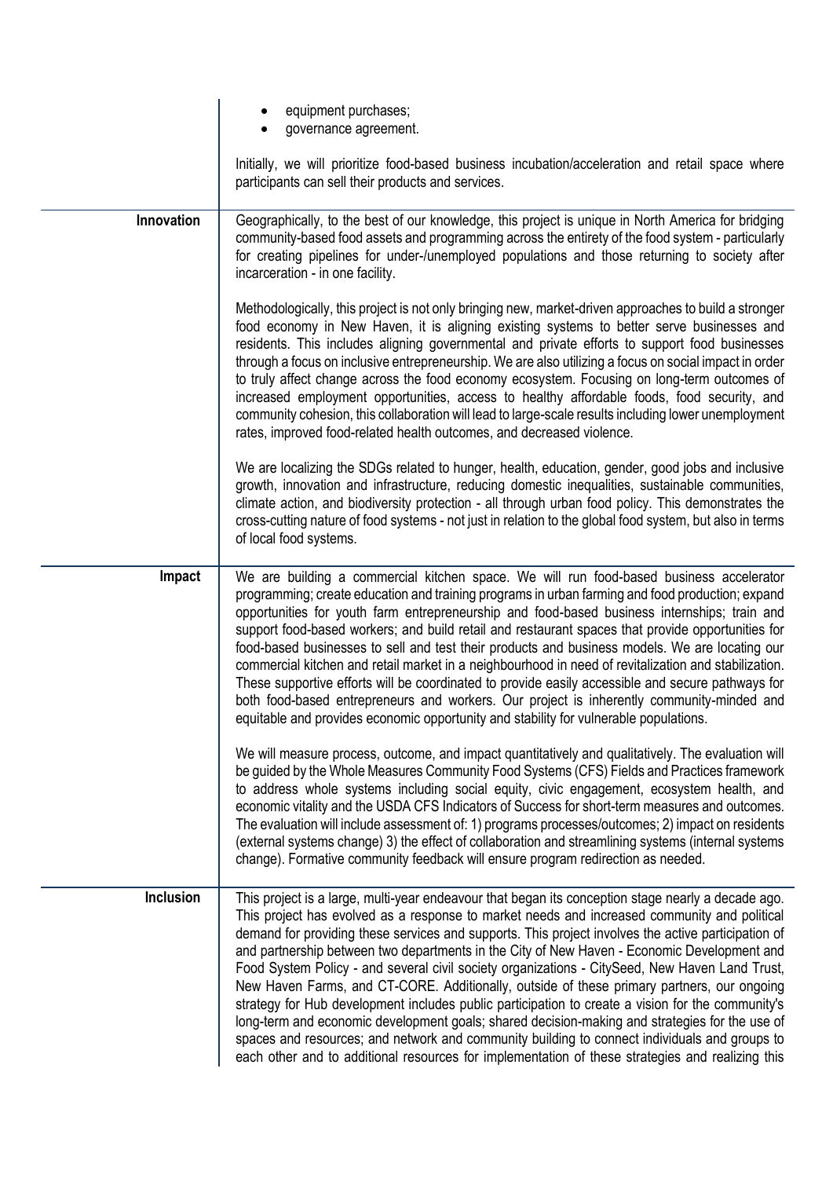| | |
|---|---|
| | • equipment purchases;<br>• governance agreement.<br><br>Initially, we will prioritize food-based business incubation/acceleration and retail space where participants can sell their products and services. |
| **Innovation** | Geographically, to the best of our knowledge, this project is unique in North America for bridging community-based food assets and programming across the entirety of the food system - particularly for creating pipelines for under-/unemployed populations and those returning to society after incarceration - in one facility.<br><br>Methodologically, this project is not only bringing new, market-driven approaches to build a stronger food economy in New Haven, it is aligning existing systems to better serve businesses and residents. This includes aligning governmental and private efforts to support food businesses through a focus on inclusive entrepreneurship. We are also utilizing a focus on social impact in order to truly affect change across the food economy ecosystem. Focusing on long-term outcomes of increased employment opportunities, access to healthy affordable foods, food security, and community cohesion, this collaboration will lead to large-scale results including lower unemployment rates, improved food-related health outcomes, and decreased violence.<br><br>We are localizing the SDGs related to hunger, health, education, gender, good jobs and inclusive growth, innovation and infrastructure, reducing domestic inequalities, sustainable communities, climate action, and biodiversity protection - all through urban food policy. This demonstrates the cross-cutting nature of food systems - not just in relation to the global food system, but also in terms of local food systems. |
| **Impact** | We are building a commercial kitchen space. We will run food-based business accelerator programming; create education and training programs in urban farming and food production; expand opportunities for youth farm entrepreneurship and food-based business internships; train and support food-based workers; and build retail and restaurant spaces that provide opportunities for food-based businesses to sell and test their products and business models. We are locating our commercial kitchen and retail market in a neighbourhood in need of revitalization and stabilization. These supportive efforts will be coordinated to provide easily accessible and secure pathways for both food-based entrepreneurs and workers. Our project is inherently community-minded and equitable and provides economic opportunity and stability for vulnerable populations.<br><br>We will measure process, outcome, and impact quantitatively and qualitatively. The evaluation will be guided by the Whole Measures Community Food Systems (CFS) Fields and Practices framework to address whole systems including social equity, civic engagement, ecosystem health, and economic vitality and the USDA CFS Indicators of Success for short-term measures and outcomes. The evaluation will include assessment of: 1) programs processes/outcomes; 2) impact on residents (external systems change) 3) the effect of collaboration and streamlining systems (internal systems change). Formative community feedback will ensure program redirection as needed. |
| **Inclusion** | This project is a large, multi-year endeavour that began its conception stage nearly a decade ago. This project has evolved as a response to market needs and increased community and political demand for providing these services and supports. This project involves the active participation of and partnership between two departments in the City of New Haven - Economic Development and Food System Policy - and several civil society organizations - CitySeed, New Haven Land Trust, New Haven Farms, and CT-CORE. Additionally, outside of these primary partners, our ongoing strategy for Hub development includes public participation to create a vision for the community's long-term and economic development goals; shared decision-making and strategies for the use of spaces and resources; and network and community building to connect individuals and groups to each other and to additional resources for implementation of these strategies and realizing this |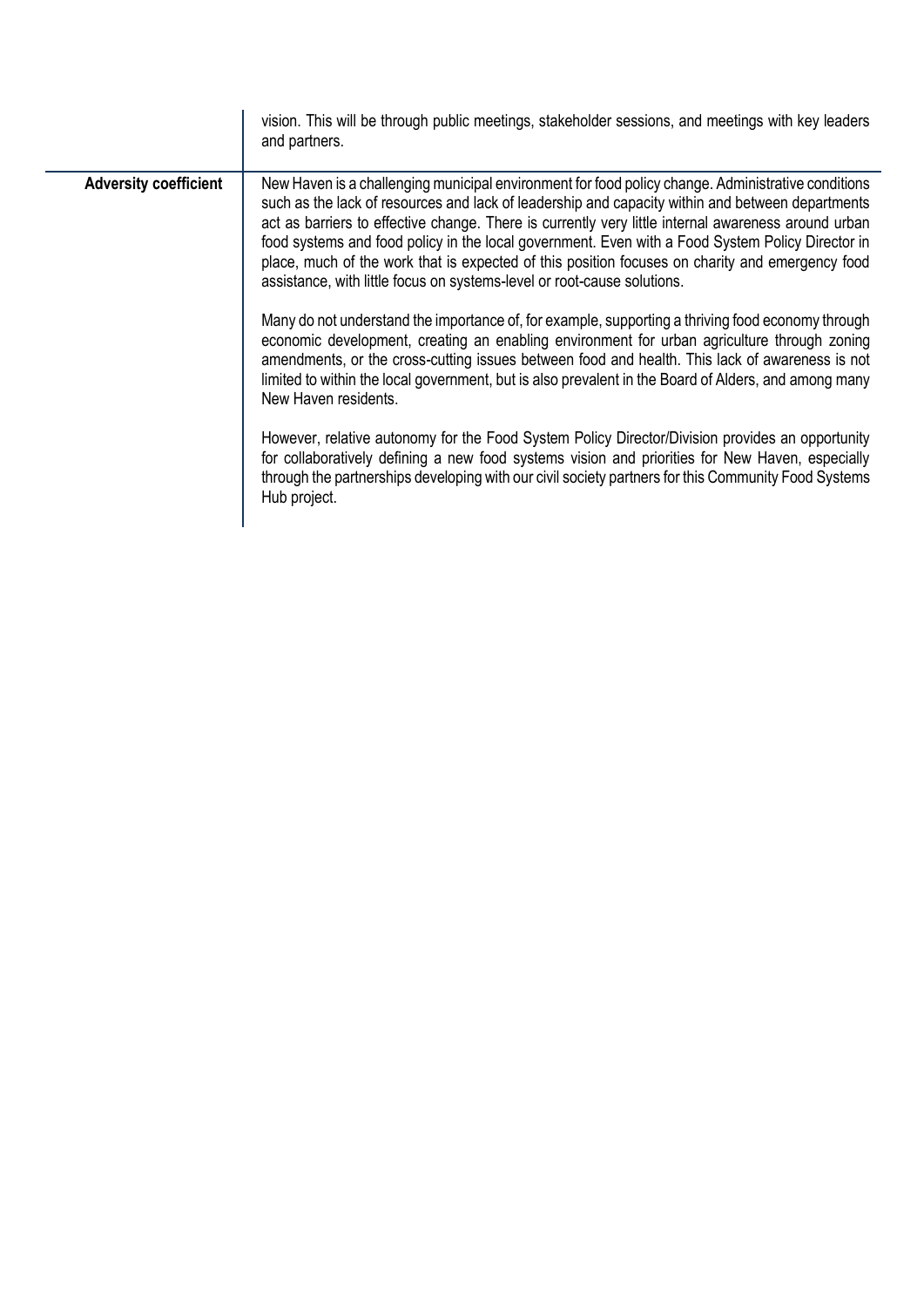| | |
|---|---|
| | vision. This will be through public meetings, stakeholder sessions, and meetings with key leaders and partners. |
| **Adversity coefficient** | New Haven is a challenging municipal environment for food policy change. Administrative conditions such as the lack of resources and lack of leadership and capacity within and between departments act as barriers to effective change. There is currently very little internal awareness around urban food systems and food policy in the local government. Even with a Food System Policy Director in place, much of the work that is expected of this position focuses on charity and emergency food assistance, with little focus on systems-level or root-cause solutions.<br><br>Many do not understand the importance of, for example, supporting a thriving food economy through economic development, creating an enabling environment for urban agriculture through zoning amendments, or the cross-cutting issues between food and health. This lack of awareness is not limited to within the local government, but is also prevalent in the Board of Alders, and among many New Haven residents.<br><br>However, relative autonomy for the Food System Policy Director/Division provides an opportunity for collaboratively defining a new food systems vision and priorities for New Haven, especially through the partnerships developing with our civil society partners for this Community Food Systems Hub project. |